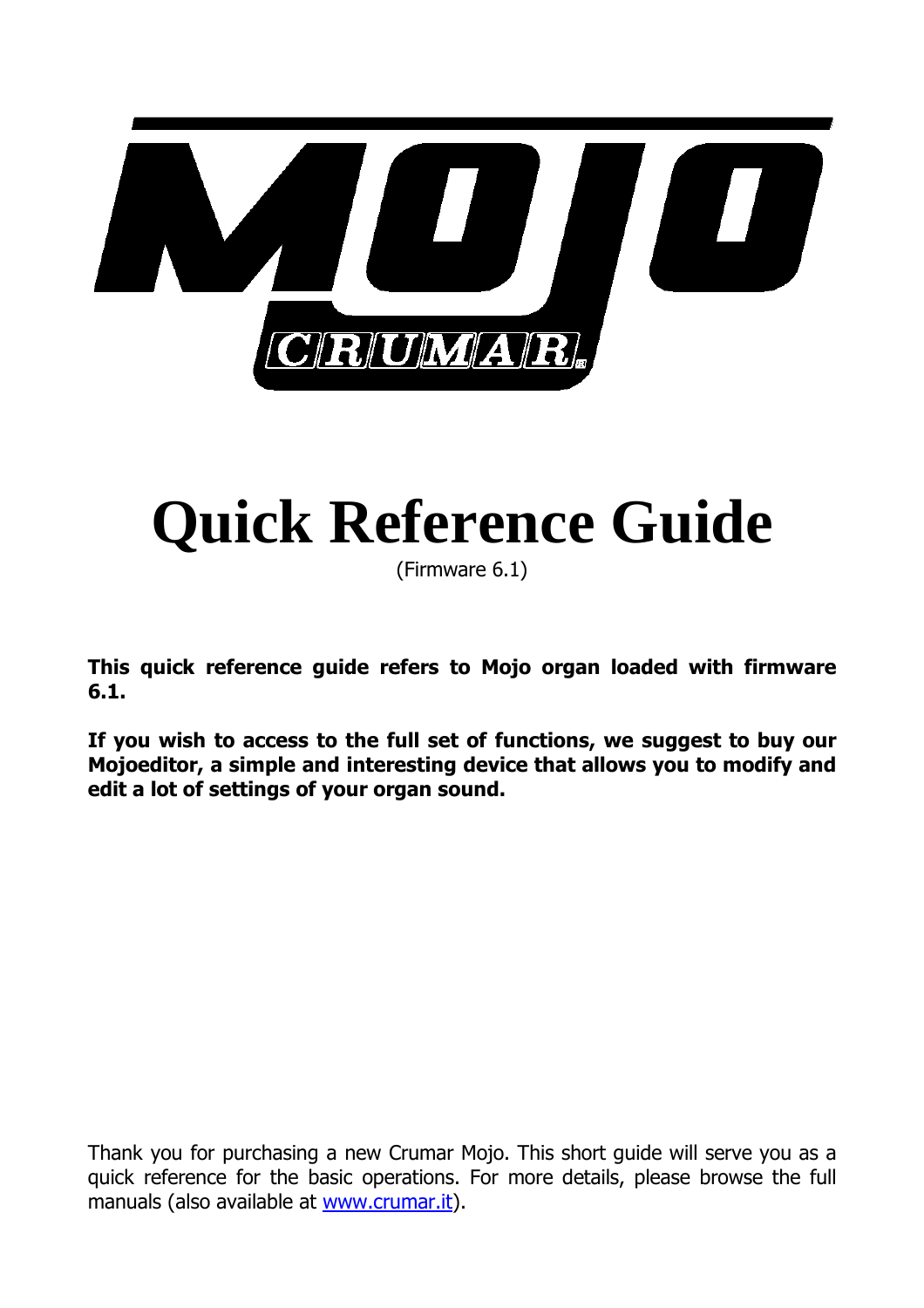# Quick Reference Guide

(Firmware 6.1)

**This quick reference guide refers to Mojo organ loaded with firmware 6.1.**

**If you wish to access to the full set of functions, we suggest to buy our Mojoeditor, a simple and interesting device that allows you to modify and edit a lot of settings of your organ sound.**

Thank you for purchasing a new Crumar Mojo. This short guide will serve you as a quick reference for the basic operations. For more details, please browse the full manuals (also available at [www.crumar.it](http://www.crumar.it)).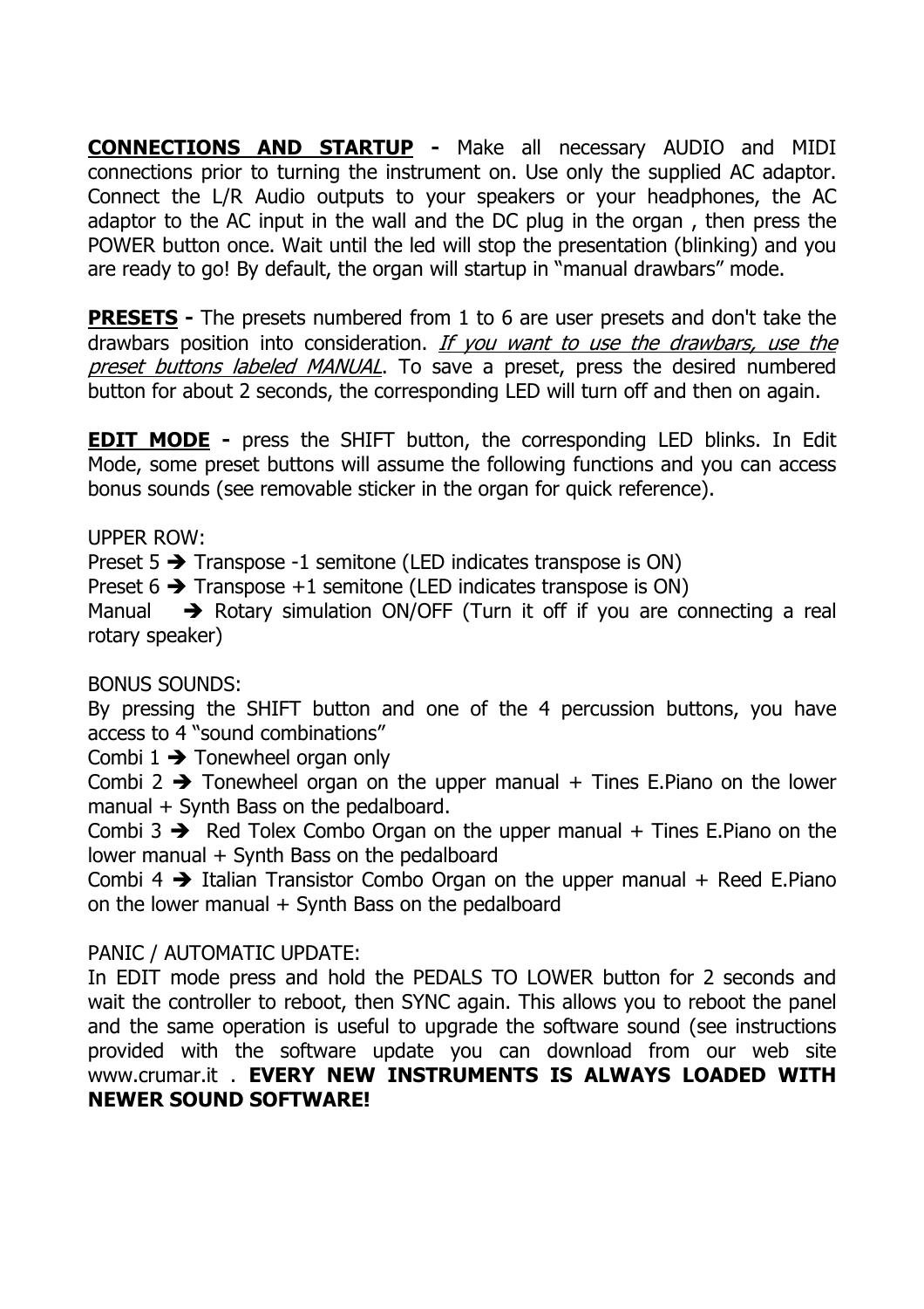**<u>CONNECTIONS AND STARTUP</u> -** Make all necessary AUDIO and MIDI connections prior to turning the instrument on. Use only the supplied AC adaptor. Connect the L/R Audio outputs to your speakers or your headphones, the AC adaptor to the AC input in the wall and the DC plug in the organ , then press the POWER button once. Wait until the led will stop the presentation (blinking) and you are ready to go! By default, the organ will startup in "manual drawbars" mode.

**<u>PRESETS</u> -** The presets numbered from 1 to 6 are user presets and don't take the drawbars position into consideration. *<u>If you want to use the drawbars, use the preset buttons labeled MANUAL</u>*. To save a preset, press the desired numbered button for about 2 seconds, the corresponding LED will turn off and then on again.

**<u>EDIT MODE</u> -** press the SHIFT button, the corresponding LED blinks. In Edit Mode, some preset buttons will assume the following functions and you can access bonus sounds (see removable sticker in the organ for quick reference).

UPPER ROW:

Preset 5 ➔ Transpose -1 semitone (LED indicates transpose is ON)
Preset 6 ➔ Transpose +1 semitone (LED indicates transpose is ON)
Manual ➔ Rotary simulation ON/OFF (Turn it off if you are connecting a real rotary speaker)

BONUS SOUNDS:

By pressing the SHIFT button and one of the 4 percussion buttons, you have access to 4 "sound combinations"
Combi 1 ➔ Tonewheel organ only
Combi 2 ➔ Tonewheel organ on the upper manual + Tines E.Piano on the lower manual + Synth Bass on the pedalboard.
Combi 3 ➔ Red Tolex Combo Organ on the upper manual + Tines E.Piano on the lower manual + Synth Bass on the pedalboard
Combi 4 ➔ Italian Transistor Combo Organ on the upper manual + Reed E.Piano on the lower manual + Synth Bass on the pedalboard

PANIC / AUTOMATIC UPDATE:

In EDIT mode press and hold the PEDALS TO LOWER button for 2 seconds and wait the controller to reboot, then SYNC again. This allows you to reboot the panel and the same operation is useful to upgrade the software sound (see instructions provided with the software update you can download from our web site www.crumar.it . **EVERY NEW INSTRUMENTS IS ALWAYS LOADED WITH NEWER SOUND SOFTWARE!**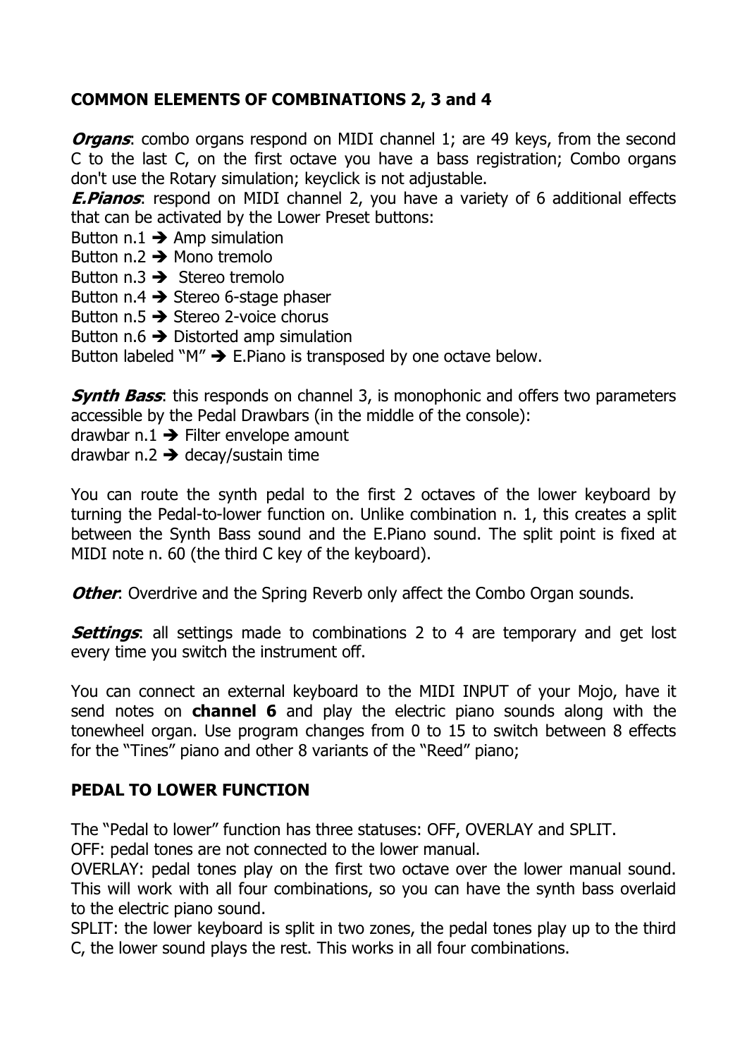## COMMON ELEMENTS OF COMBINATIONS 2, 3 and 4

***Organs***: combo organs respond on MIDI channel 1; are 49 keys, from the second C to the last C, on the first octave you have a bass registration; Combo organs don't use the Rotary simulation; keyclick is not adjustable.

***E.Pianos***: respond on MIDI channel 2, you have a variety of 6 additional effects that can be activated by the Lower Preset buttons:

Button n.1 ➔ Amp simulation
Button n.2 ➔ Mono tremolo
Button n.3 ➔ Stereo tremolo
Button n.4 ➔ Stereo 6-stage phaser
Button n.5 ➔ Stereo 2-voice chorus
Button n.6 ➔ Distorted amp simulation
Button labeled "M" ➔ E.Piano is transposed by one octave below.

***Synth Bass***: this responds on channel 3, is monophonic and offers two parameters accessible by the Pedal Drawbars (in the middle of the console):

drawbar n.1 ➔ Filter envelope amount
drawbar n.2 ➔ decay/sustain time

You can route the synth pedal to the first 2 octaves of the lower keyboard by turning the Pedal-to-lower function on. Unlike combination n. 1, this creates a split between the Synth Bass sound and the E.Piano sound. The split point is fixed at MIDI note n. 60 (the third C key of the keyboard).

***Other***: Overdrive and the Spring Reverb only affect the Combo Organ sounds.

***Settings***: all settings made to combinations 2 to 4 are temporary and get lost every time you switch the instrument off.

You can connect an external keyboard to the MIDI INPUT of your Mojo, have it send notes on **channel 6** and play the electric piano sounds along with the tonewheel organ. Use program changes from 0 to 15 to switch between 8 effects for the "Tines" piano and other 8 variants of the "Reed" piano;

## PEDAL TO LOWER FUNCTION

The "Pedal to lower" function has three statuses: OFF, OVERLAY and SPLIT.

OFF: pedal tones are not connected to the lower manual.

OVERLAY: pedal tones play on the first two octave over the lower manual sound. This will work with all four combinations, so you can have the synth bass overlaid to the electric piano sound.

SPLIT: the lower keyboard is split in two zones, the pedal tones play up to the third C, the lower sound plays the rest. This works in all four combinations.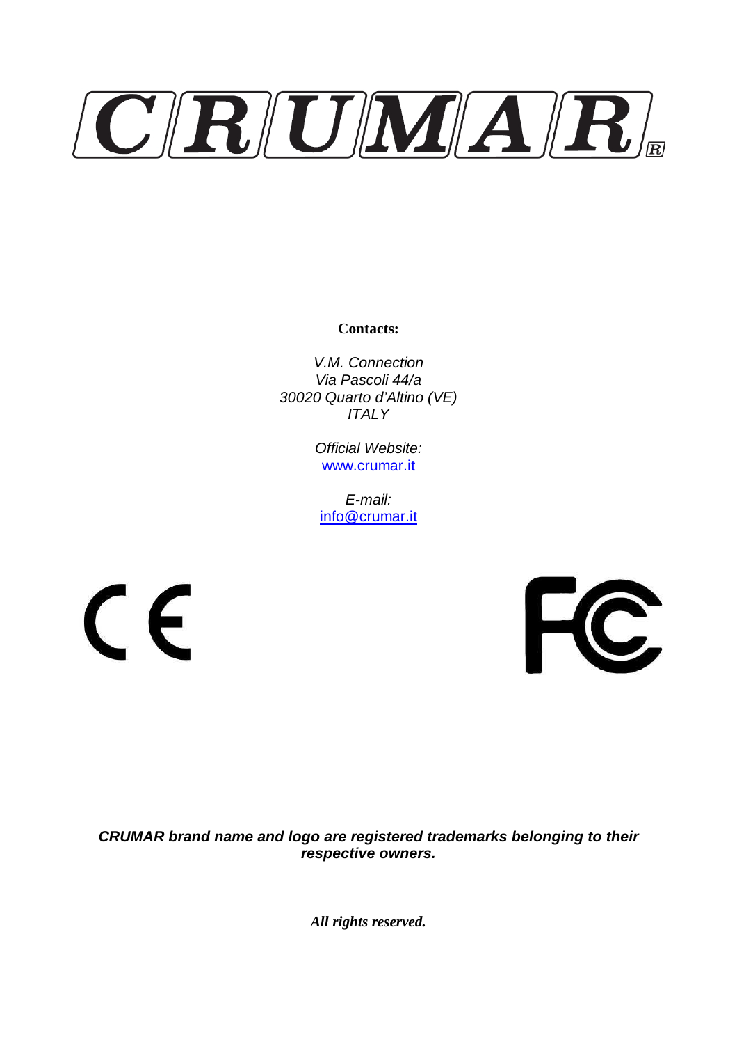**Contacts:**

*V.M. Connection*
*Via Pascoli 44/a*
*30020 Quarto d'Altino (VE)*
*ITALY*

*Official Website:*
www.crumar.it

*E-mail:*
info@crumar.it

***CRUMAR brand name and logo are registered trademarks belonging to their respective owners.***

***All rights reserved.***